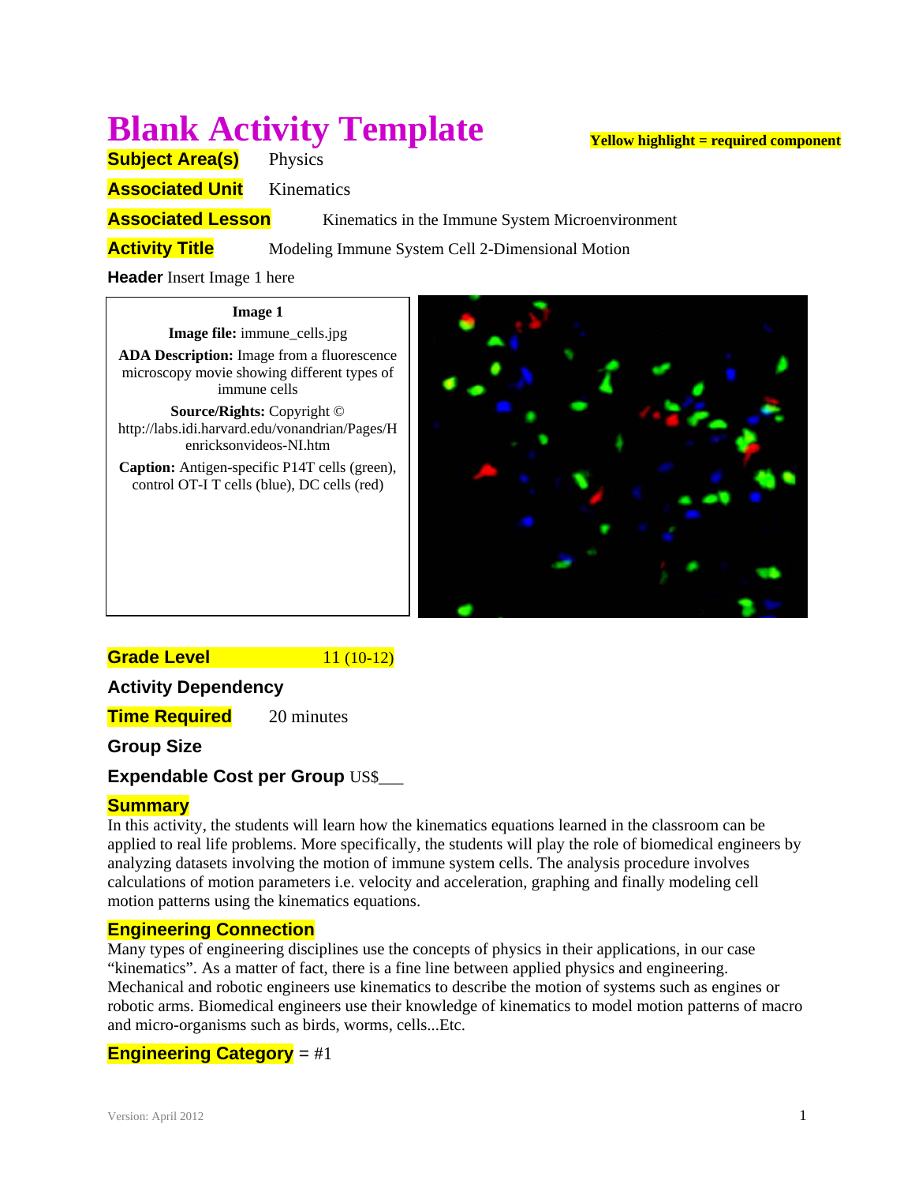# Blank Activity Template

**Yellow highlight = required component**

**Subject Area(s)** Physics

**Associated Unit** Kinematics

**Associated Lesson** Kinematics in the Immune System Microenvironment

**Activity Title** Modeling Immune System Cell 2-Dimensional Motion

**Header** Insert Image 1 here

| |
|---|
| **Image 1** |
| **Image file:** immune_cells.jpg |
| **ADA Description:** Image from a fluorescence microscopy movie showing different types of immune cells |
| **Source/Rights:** Copyright © http://labs.idi.harvard.edu/vonandrian/Pages/Henricksonvideos-NI.htm |
| **Caption:** Antigen-specific P14T cells (green), control OT-I T cells (blue), DC cells (red) |

**Grade Level** 11 (10-12)

**Activity Dependency**

**Time Required** 20 minutes

**Group Size**

**Expendable Cost per Group** US$___

## Summary

In this activity, the students will learn how the kinematics equations learned in the classroom can be applied to real life problems. More specifically, the students will play the role of biomedical engineers by analyzing datasets involving the motion of immune system cells. The analysis procedure involves calculations of motion parameters i.e. velocity and acceleration, graphing and finally modeling cell motion patterns using the kinematics equations.

## Engineering Connection

Many types of engineering disciplines use the concepts of physics in their applications, in our case "kinematics". As a matter of fact, there is a fine line between applied physics and engineering. Mechanical and robotic engineers use kinematics to describe the motion of systems such as engines or robotic arms. Biomedical engineers use their knowledge of kinematics to model motion patterns of macro and micro-organisms such as birds, worms, cells...Etc.

**Engineering Category** = #1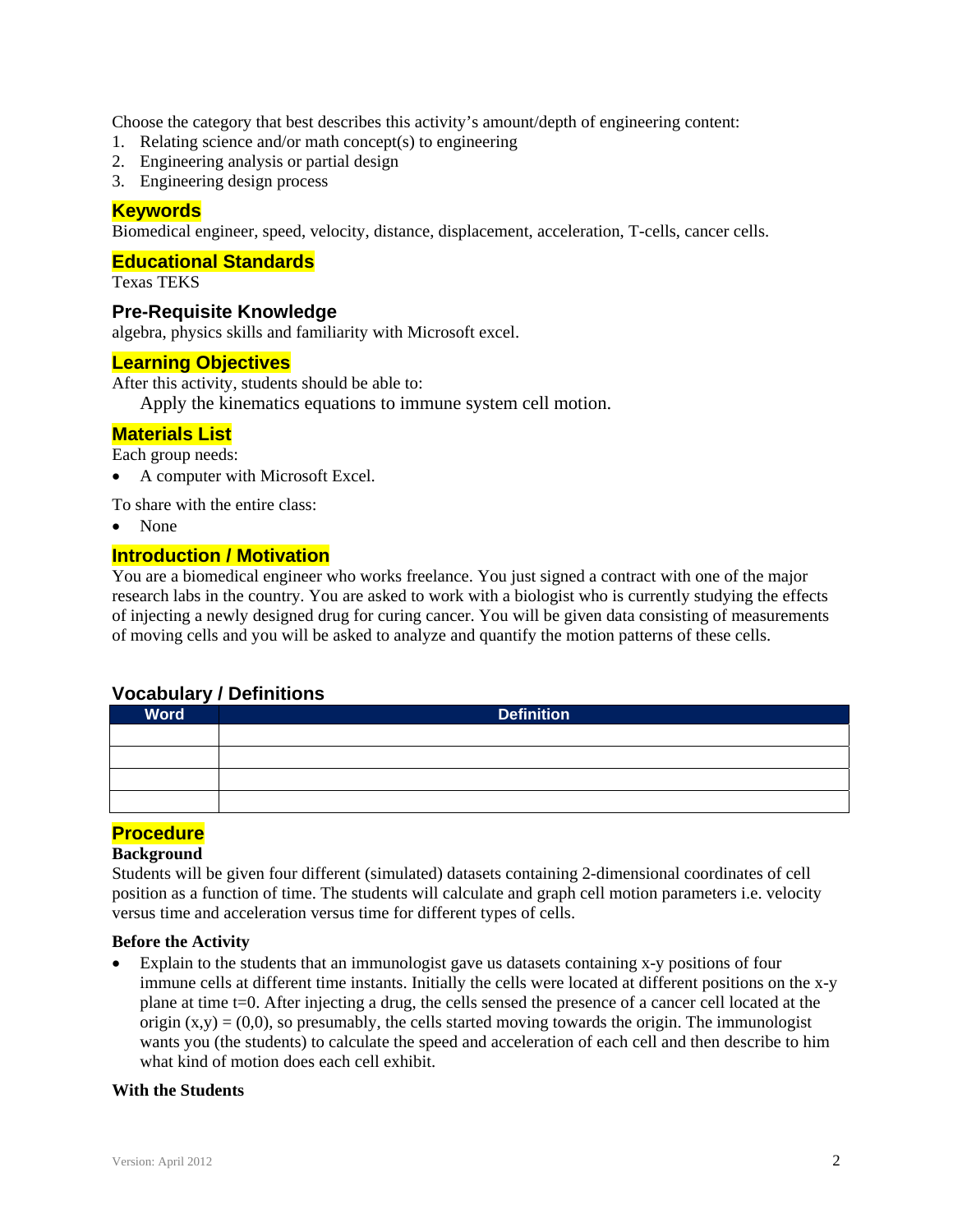Choose the category that best describes this activity's amount/depth of engineering content:

1. Relating science and/or math concept(s) to engineering
2. Engineering analysis or partial design
3. Engineering design process

## Keywords

Biomedical engineer, speed, velocity, distance, displacement, acceleration, T-cells, cancer cells.

## Educational Standards

Texas TEKS

## Pre-Requisite Knowledge

algebra, physics skills and familiarity with Microsoft excel.

## Learning Objectives

After this activity, students should be able to:

Apply the kinematics equations to immune system cell motion.

## Materials List

Each group needs:

- A computer with Microsoft Excel.

To share with the entire class:

- None

## Introduction / Motivation

You are a biomedical engineer who works freelance. You just signed a contract with one of the major research labs in the country. You are asked to work with a biologist who is currently studying the effects of injecting a newly designed drug for curing cancer. You will be given data consisting of measurements of moving cells and you will be asked to analyze and quantify the motion patterns of these cells.

## Vocabulary / Definitions

| Word | Definition |
|---|---|
| | |
| | |
| | |
| | |

## Procedure

### Background

Students will be given four different (simulated) datasets containing 2-dimensional coordinates of cell position as a function of time. The students will calculate and graph cell motion parameters i.e. velocity versus time and acceleration versus time for different types of cells.

### Before the Activity

- Explain to the students that an immunologist gave us datasets containing x-y positions of four immune cells at different time instants. Initially the cells were located at different positions on the x-y plane at time $t=0$. After injecting a drug, the cells sensed the presence of a cancer cell located at the origin $(x,y) = (0,0)$, so presumably, the cells started moving towards the origin. The immunologist wants you (the students) to calculate the speed and acceleration of each cell and then describe to him what kind of motion does each cell exhibit.

### With the Students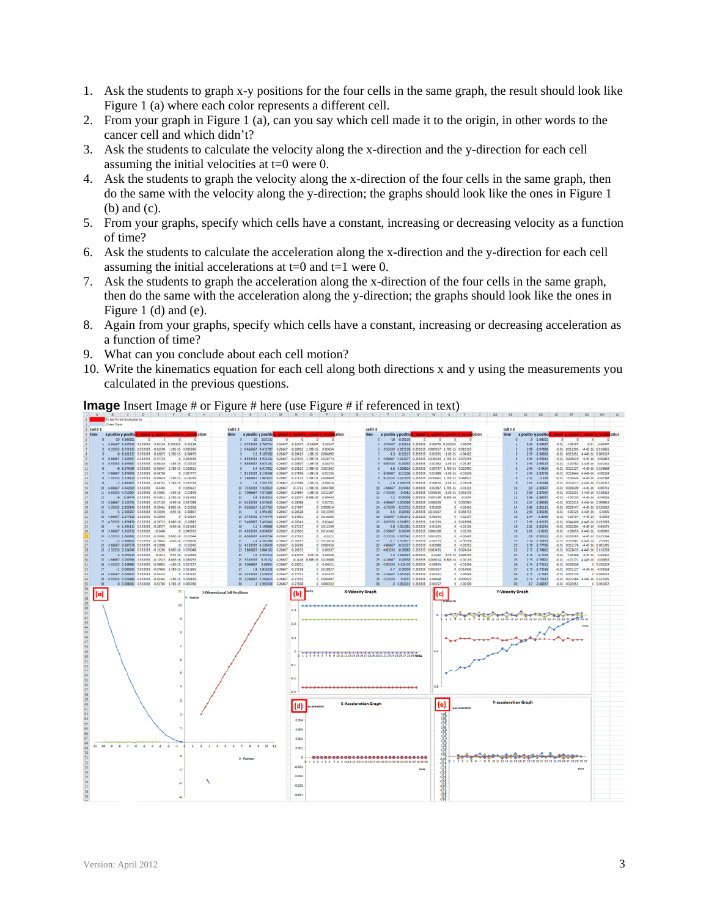1. Ask the students to graph x-y positions for the four cells in the same graph, the result should look like Figure 1 (a) where each color represents a different cell.
2. From your graph in Figure 1 (a), can you say which cell made it to the origin, in other words to the cancer cell and which didn't?
3. Ask the students to calculate the velocity along the x-direction and the y-direction for each cell assuming the initial velocities at t=0 were 0.
4. Ask the students to graph the velocity along the x-direction of the four cells in the same graph, then do the same with the velocity along the y-direction; the graphs should look like the ones in Figure 1 (b) and (c).
5. From your graphs, specify which cells have a constant, increasing or decreasing velocity as a function of time?
6. Ask the students to calculate the acceleration along the x-direction and the y-direction for each cell assuming the initial accelerations at t=0 and t=1 were 0.
7. Ask the students to graph the acceleration along the x-direction of the four cells in the same graph, then do the same with the acceleration along the y-direction; the graphs should look like the ones in Figure 1 (d) and (e).
8. Again from your graphs, specify which cells have a constant, increasing or decreasing acceleration as a function of time?
9. What can you conclude about each cell motion?
10. Write the kinematics equation for each cell along both directions x and y using the measurements you calculated in the previous questions.

**Image** Insert Image # or Figure # here (use Figure # if referenced in text)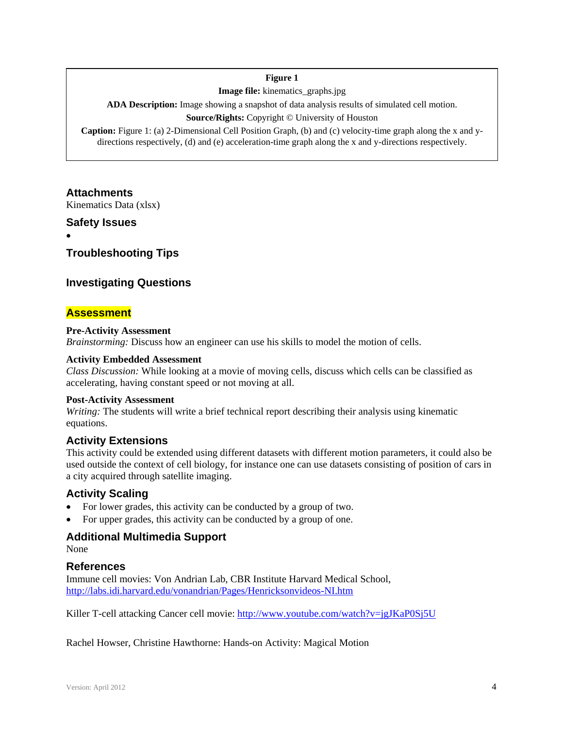**Figure 1**

**Image file:** kinematics_graphs.jpg

**ADA Description:** Image showing a snapshot of data analysis results of simulated cell motion.

**Source/Rights:** Copyright © University of Houston

**Caption:** Figure 1: (a) 2-Dimensional Cell Position Graph, (b) and (c) velocity-time graph along the x and y-directions respectively, (d) and (e) acceleration-time graph along the x and y-directions respectively.

## Attachments

Kinematics Data (xlsx)

## Safety Issues

- 

## Troubleshooting Tips

## Investigating Questions

## Assessment

**Pre-Activity Assessment**

*Brainstorming:* Discuss how an engineer can use his skills to model the motion of cells.

**Activity Embedded Assessment**

*Class Discussion:* While looking at a movie of moving cells, discuss which cells can be classified as accelerating, having constant speed or not moving at all.

**Post-Activity Assessment**

*Writing:* The students will write a brief technical report describing their analysis using kinematic equations.

## Activity Extensions

This activity could be extended using different datasets with different motion parameters, it could also be used outside the context of cell biology, for instance one can use datasets consisting of position of cars in a city acquired through satellite imaging.

## Activity Scaling

- For lower grades, this activity can be conducted by a group of two.
- For upper grades, this activity can be conducted by a group of one.

## Additional Multimedia Support

None

## References

Immune cell movies: Von Andrian Lab, CBR Institute Harvard Medical School, http://labs.idi.harvard.edu/vonandrian/Pages/Henricksonvideos-NI.htm

Killer T-cell attacking Cancer cell movie: http://www.youtube.com/watch?v=jgJKaP0Sj5U

Rachel Howser, Christine Hawthorne: Hands-on Activity: Magical Motion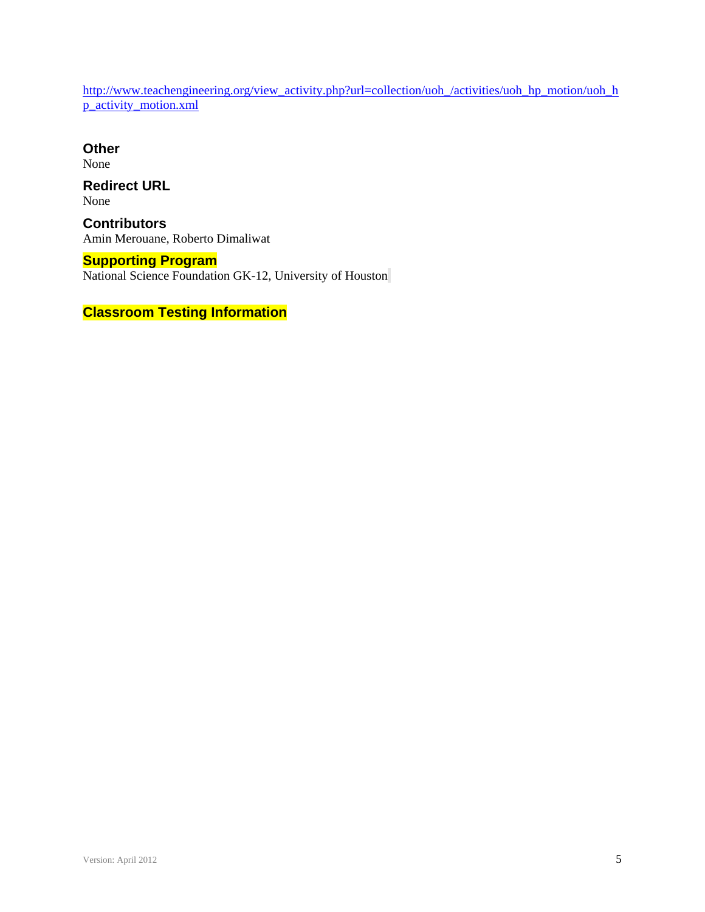http://www.teachengineering.org/view_activity.php?url=collection/uoh_/activities/uoh_hp_motion/uoh_hp_activity_motion.xml

### Other
None

### Redirect URL
None

### Contributors
Amin Merouane, Roberto Dimaliwat

### Supporting Program
National Science Foundation GK-12, University of Houston

### Classroom Testing Information